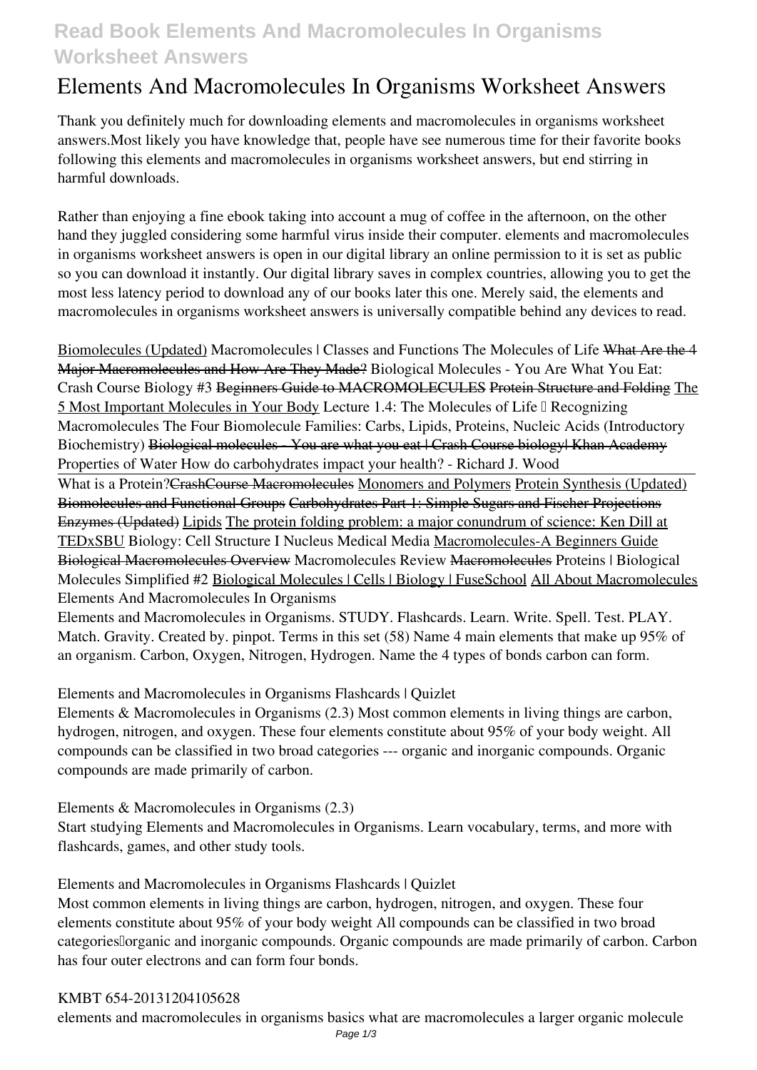# Elements And Macromolecules In Organisms Worksheet Answers

Thank you definitely much for downloading elements and macromolecules in organisms worksheet answers.Most likely you have knowledge that, people have see numerous time for their favorite books following this elements and macromolecules in organisms worksheet answers, but end stirring in harmful downloads.

Rather than enjoying a fine ebook taking into account a mug of coffee in the afternoon, on the other hand they juggled considering some harmful virus inside their computer. elements and macromolecules in organisms worksheet answers is open in our digital library an online permission to it is set as public so you can download it instantly. Our digital library saves in complex countries, allowing you to get the most less latency period to download any of our books later this one. Merely said, the elements and macromolecules in organisms worksheet answers is universally compatible behind any devices to read.

Biomolecules (Updated) *Macromolecules | Classes and Functions* *The Molecules of Life* ~~What Are the 4 Major Macromolecules and How Are They Made?~~ *Biological Molecules - You Are What You Eat: Crash Course Biology #3* ~~Beginners Guide to MACROMOLECULES~~ ~~Protein Structure and Folding~~ The 5 Most Important Molecules in Your Body *Lecture 1.4: The Molecules of Life — Recognizing Macromolecules* *The Four Biomolecule Families: Carbs, Lipids, Proteins, Nucleic Acids (Introductory Biochemistry)* ~~Biological molecules - You are what you eat | Crash Course biology| Khan Academy~~ *Properties of Water* *How do carbohydrates impact your health? - Richard J. Wood*

What is a Protein?~~CrashCourse Macromolecules~~ Monomers and Polymers Protein Synthesis (Updated) ~~Biomolecules and Functional Groups~~ ~~Carbohydrates Part 1: Simple Sugars and Fischer Projections~~ ~~Enzymes (Updated)~~ Lipids The protein folding problem: a major conundrum of science: Ken Dill at TEDxSBU *Biology: Cell Structure I Nucleus Medical Media* Macromolecules-A Beginners Guide ~~Biological Macromolecules Overview~~ *Macromolecules Review* ~~Macromolecules~~ *Proteins | Biological Molecules Simplified #2* Biological Molecules | Cells | Biology | FuseSchool All About Macromolecules *Elements And Macromolecules In Organisms*

Elements and Macromolecules in Organisms. STUDY. Flashcards. Learn. Write. Spell. Test. PLAY. Match. Gravity. Created by. pinpot. Terms in this set (58) Name 4 main elements that make up 95% of an organism. Carbon, Oxygen, Nitrogen, Hydrogen. Name the 4 types of bonds carbon can form.

*Elements and Macromolecules in Organisms Flashcards | Quizlet*

Elements & Macromolecules in Organisms (2.3) Most common elements in living things are carbon, hydrogen, nitrogen, and oxygen. These four elements constitute about 95% of your body weight. All compounds can be classified in two broad categories --- organic and inorganic compounds. Organic compounds are made primarily of carbon.

*Elements & Macromolecules in Organisms (2.3)*

Start studying Elements and Macromolecules in Organisms. Learn vocabulary, terms, and more with flashcards, games, and other study tools.

*Elements and Macromolecules in Organisms Flashcards | Quizlet*

Most common elements in living things are carbon, hydrogen, nitrogen, and oxygen. These four elements constitute about 95% of your body weight All compounds can be classified in two broad categories—organic and inorganic compounds. Organic compounds are made primarily of carbon. Carbon has four outer electrons and can form four bonds.

*KMBT 654-20131204105628*

elements and macromolecules in organisms basics what are macromolecules a larger organic molecule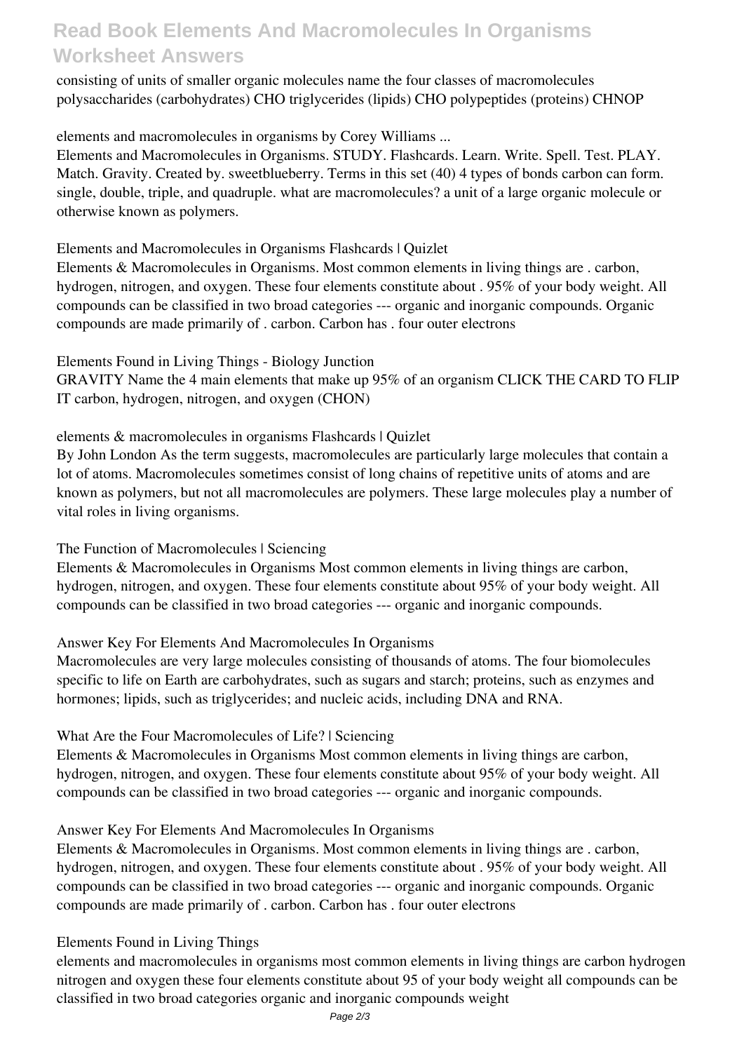consisting of units of smaller organic molecules name the four classes of macromolecules polysaccharides (carbohydrates) CHO triglycerides (lipids) CHO polypeptides (proteins) CHNOP

elements and macromolecules in organisms by Corey Williams ...

Elements and Macromolecules in Organisms. STUDY. Flashcards. Learn. Write. Spell. Test. PLAY. Match. Gravity. Created by. sweetblueberry. Terms in this set (40) 4 types of bonds carbon can form. single, double, triple, and quadruple. what are macromolecules? a unit of a large organic molecule or otherwise known as polymers.

Elements and Macromolecules in Organisms Flashcards | Quizlet

Elements & Macromolecules in Organisms. Most common elements in living things are . carbon, hydrogen, nitrogen, and oxygen. These four elements constitute about . 95% of your body weight. All compounds can be classified in two broad categories --- organic and inorganic compounds. Organic compounds are made primarily of . carbon. Carbon has . four outer electrons

Elements Found in Living Things - Biology Junction

GRAVITY Name the 4 main elements that make up 95% of an organism CLICK THE CARD TO FLIP IT carbon, hydrogen, nitrogen, and oxygen (CHON)

elements & macromolecules in organisms Flashcards | Quizlet

By John London As the term suggests, macromolecules are particularly large molecules that contain a lot of atoms. Macromolecules sometimes consist of long chains of repetitive units of atoms and are known as polymers, but not all macromolecules are polymers. These large molecules play a number of vital roles in living organisms.

The Function of Macromolecules | Sciencing

Elements & Macromolecules in Organisms Most common elements in living things are carbon, hydrogen, nitrogen, and oxygen. These four elements constitute about 95% of your body weight. All compounds can be classified in two broad categories --- organic and inorganic compounds.

Answer Key For Elements And Macromolecules In Organisms

Macromolecules are very large molecules consisting of thousands of atoms. The four biomolecules specific to life on Earth are carbohydrates, such as sugars and starch; proteins, such as enzymes and hormones; lipids, such as triglycerides; and nucleic acids, including DNA and RNA.

What Are the Four Macromolecules of Life? | Sciencing

Elements & Macromolecules in Organisms Most common elements in living things are carbon, hydrogen, nitrogen, and oxygen. These four elements constitute about 95% of your body weight. All compounds can be classified in two broad categories --- organic and inorganic compounds.

Answer Key For Elements And Macromolecules In Organisms

Elements & Macromolecules in Organisms. Most common elements in living things are . carbon, hydrogen, nitrogen, and oxygen. These four elements constitute about . 95% of your body weight. All compounds can be classified in two broad categories --- organic and inorganic compounds. Organic compounds are made primarily of . carbon. Carbon has . four outer electrons

Elements Found in Living Things

elements and macromolecules in organisms most common elements in living things are carbon hydrogen nitrogen and oxygen these four elements constitute about 95 of your body weight all compounds can be classified in two broad categories organic and inorganic compounds weight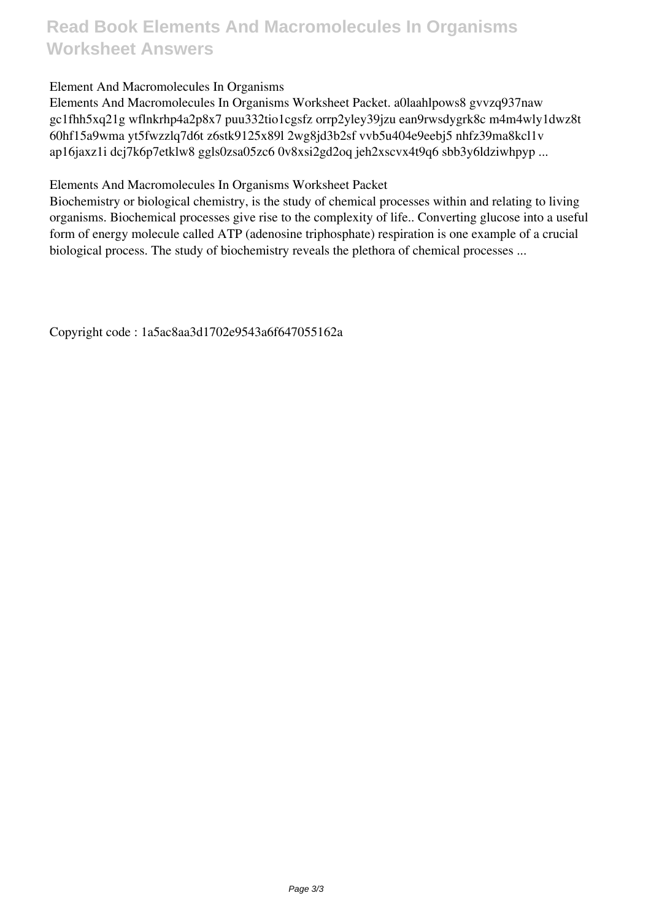Element And Macromolecules In Organisms

Elements And Macromolecules In Organisms Worksheet Packet. a0laahlpows8 gvvzq937naw gc1fhh5xq21g wflnkrhp4a2p8x7 puu332tio1cgsfz orrp2yley39jzu ean9rwsdygrk8c m4m4wly1dwz8t 60hf15a9wma yt5fwzzlq7d6t z6stk9125x89l 2wg8jd3b2sf vvb5u404e9eebj5 nhfz39ma8kcl1v ap16jaxz1i dcj7k6p7etklw8 ggls0zsa05zc6 0v8xsi2gd2oq jeh2xscvx4t9q6 sbb3y6ldziwhpyp ...

Elements And Macromolecules In Organisms Worksheet Packet

Biochemistry or biological chemistry, is the study of chemical processes within and relating to living organisms. Biochemical processes give rise to the complexity of life.. Converting glucose into a useful form of energy molecule called ATP (adenosine triphosphate) respiration is one example of a crucial biological process. The study of biochemistry reveals the plethora of chemical processes ...

Copyright code : 1a5ac8aa3d1702e9543a6f647055162a